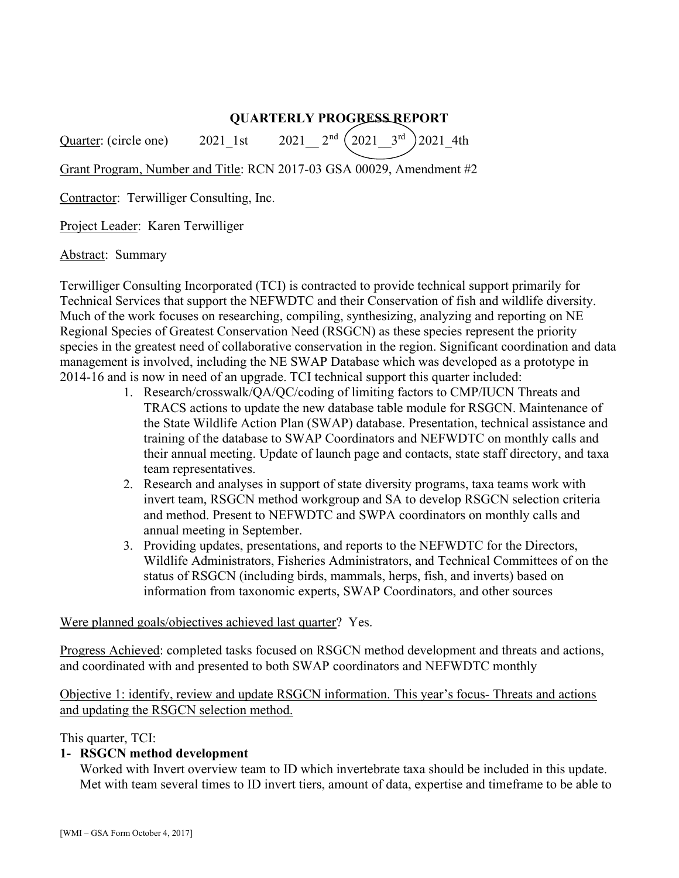# QUARTERLY PROGRESS REPORT

Quarter: (circle one) 2021_1st 2021__ 2nd (2021__3rd) 2021_4th

Grant Program, Number and Title: RCN 2017-03 GSA 00029, Amendment #2

Contractor: Terwilliger Consulting, Inc.

Project Leader: Karen Terwilliger

Abstract: Summary

Terwilliger Consulting Incorporated (TCI) is contracted to provide technical support primarily for Technical Services that support the NEFWDTC and their Conservation of fish and wildlife diversity. Much of the work focuses on researching, compiling, synthesizing, analyzing and reporting on NE Regional Species of Greatest Conservation Need (RSGCN) as these species represent the priority species in the greatest need of collaborative conservation in the region. Significant coordination and data management is involved, including the NE SWAP Database which was developed as a prototype in 2014-16 and is now in need of an upgrade. TCI technical support this quarter included:

1. Research/crosswalk/QA/QC/coding of limiting factors to CMP/IUCN Threats and TRACS actions to update the new database table module for RSGCN. Maintenance of the State Wildlife Action Plan (SWAP) database. Presentation, technical assistance and training of the database to SWAP Coordinators and NEFWDTC on monthly calls and their annual meeting. Update of launch page and contacts, state staff directory, and taxa team representatives.
2. Research and analyses in support of state diversity programs, taxa teams work with invert team, RSGCN method workgroup and SA to develop RSGCN selection criteria and method. Present to NEFWDTC and SWPA coordinators on monthly calls and annual meeting in September.
3. Providing updates, presentations, and reports to the NEFWDTC for the Directors, Wildlife Administrators, Fisheries Administrators, and Technical Committees of on the status of RSGCN (including birds, mammals, herps, fish, and inverts) based on information from taxonomic experts, SWAP Coordinators, and other sources

Were planned goals/objectives achieved last quarter? Yes.

Progress Achieved: completed tasks focused on RSGCN method development and threats and actions, and coordinated with and presented to both SWAP coordinators and NEFWDTC monthly

Objective 1: identify, review and update RSGCN information. This year's focus- Threats and actions and updating the RSGCN selection method.

This quarter, TCI:

**1- RSGCN method development**

Worked with Invert overview team to ID which invertebrate taxa should be included in this update. Met with team several times to ID invert tiers, amount of data, expertise and timeframe to be able to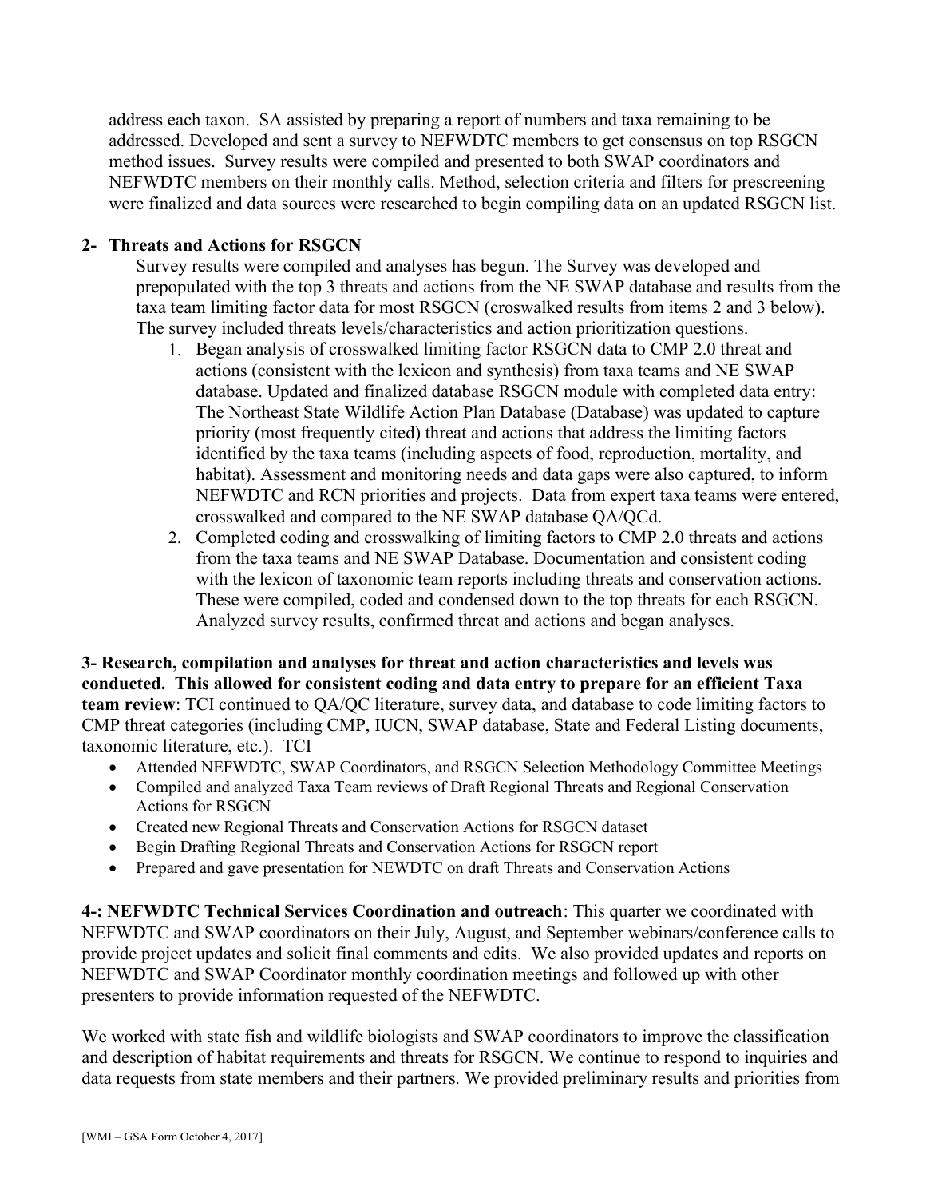address each taxon. SA assisted by preparing a report of numbers and taxa remaining to be addressed. Developed and sent a survey to NEFWDTC members to get consensus on top RSGCN method issues. Survey results were compiled and presented to both SWAP coordinators and NEFWDTC members on their monthly calls. Method, selection criteria and filters for prescreening were finalized and data sources were researched to begin compiling data on an updated RSGCN list.

**2- Threats and Actions for RSGCN**

Survey results were compiled and analyses has begun. The Survey was developed and prepopulated with the top 3 threats and actions from the NE SWAP database and results from the taxa team limiting factor data for most RSGCN (croswalked results from items 2 and 3 below). The survey included threats levels/characteristics and action prioritization questions.

1. Began analysis of crosswalked limiting factor RSGCN data to CMP 2.0 threat and actions (consistent with the lexicon and synthesis) from taxa teams and NE SWAP database. Updated and finalized database RSGCN module with completed data entry: The Northeast State Wildlife Action Plan Database (Database) was updated to capture priority (most frequently cited) threat and actions that address the limiting factors identified by the taxa teams (including aspects of food, reproduction, mortality, and habitat). Assessment and monitoring needs and data gaps were also captured, to inform NEFWDTC and RCN priorities and projects. Data from expert taxa teams were entered, crosswalked and compared to the NE SWAP database QA/QCd.
2. Completed coding and crosswalking of limiting factors to CMP 2.0 threats and actions from the taxa teams and NE SWAP Database. Documentation and consistent coding with the lexicon of taxonomic team reports including threats and conservation actions. These were compiled, coded and condensed down to the top threats for each RSGCN. Analyzed survey results, confirmed threat and actions and began analyses.

**3- Research, compilation and analyses for threat and action characteristics and levels was conducted. This allowed for consistent coding and data entry to prepare for an efficient Taxa team review**: TCI continued to QA/QC literature, survey data, and database to code limiting factors to CMP threat categories (including CMP, IUCN, SWAP database, State and Federal Listing documents, taxonomic literature, etc.). TCI

- Attended NEFWDTC, SWAP Coordinators, and RSGCN Selection Methodology Committee Meetings
- Compiled and analyzed Taxa Team reviews of Draft Regional Threats and Regional Conservation Actions for RSGCN
- Created new Regional Threats and Conservation Actions for RSGCN dataset
- Begin Drafting Regional Threats and Conservation Actions for RSGCN report
- Prepared and gave presentation for NEWDTC on draft Threats and Conservation Actions

**4-: NEFWDTC Technical Services Coordination and outreach**: This quarter we coordinated with NEFWDTC and SWAP coordinators on their July, August, and September webinars/conference calls to provide project updates and solicit final comments and edits. We also provided updates and reports on NEFWDTC and SWAP Coordinator monthly coordination meetings and followed up with other presenters to provide information requested of the NEFWDTC.

We worked with state fish and wildlife biologists and SWAP coordinators to improve the classification and description of habitat requirements and threats for RSGCN. We continue to respond to inquiries and data requests from state members and their partners. We provided preliminary results and priorities from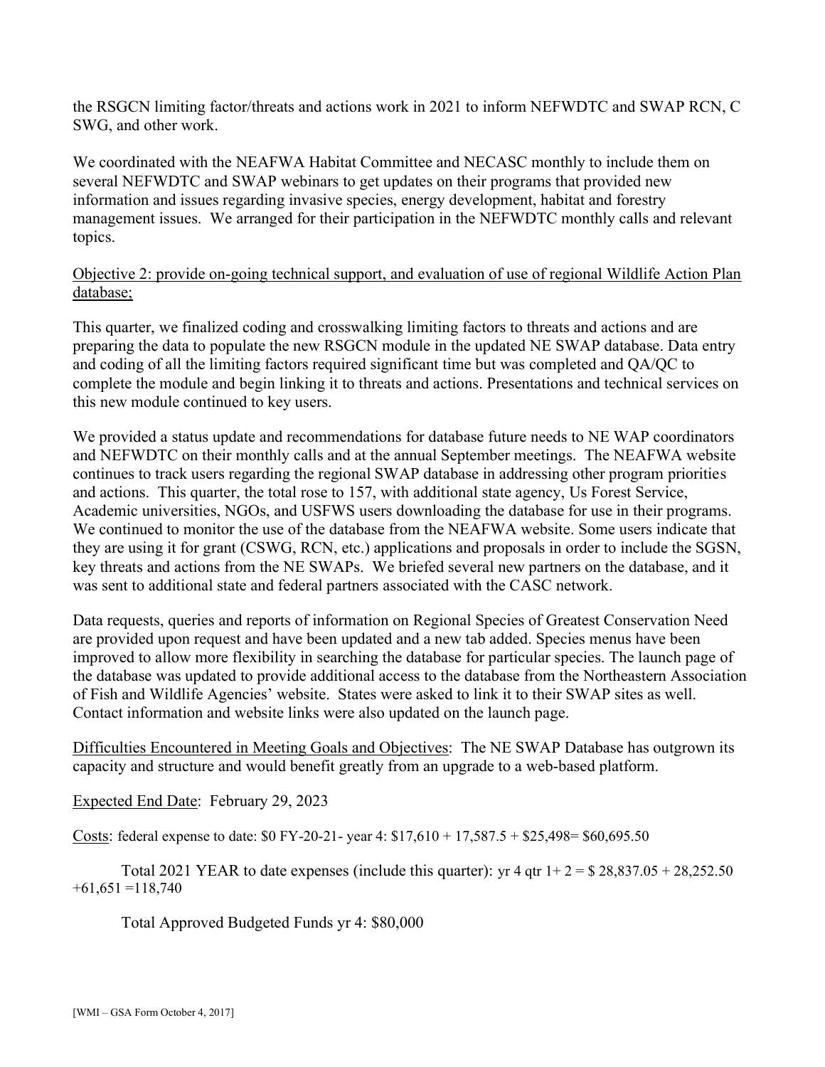the RSGCN limiting factor/threats and actions work in 2021 to inform NEFWDTC and SWAP RCN, C SWG, and other work.

We coordinated with the NEAFWA Habitat Committee and NECASC monthly to include them on several NEFWDTC and SWAP webinars to get updates on their programs that provided new information and issues regarding invasive species, energy development, habitat and forestry management issues. We arranged for their participation in the NEFWDTC monthly calls and relevant topics.

Objective 2: provide on-going technical support, and evaluation of use of regional Wildlife Action Plan database;

This quarter, we finalized coding and crosswalking limiting factors to threats and actions and are preparing the data to populate the new RSGCN module in the updated NE SWAP database. Data entry and coding of all the limiting factors required significant time but was completed and QA/QC to complete the module and begin linking it to threats and actions. Presentations and technical services on this new module continued to key users.

We provided a status update and recommendations for database future needs to NE WAP coordinators and NEFWDTC on their monthly calls and at the annual September meetings. The NEAFWA website continues to track users regarding the regional SWAP database in addressing other program priorities and actions. This quarter, the total rose to 157, with additional state agency, Us Forest Service, Academic universities, NGOs, and USFWS users downloading the database for use in their programs. We continued to monitor the use of the database from the NEAFWA website. Some users indicate that they are using it for grant (CSWG, RCN, etc.) applications and proposals in order to include the SGSN, key threats and actions from the NE SWAPs. We briefed several new partners on the database, and it was sent to additional state and federal partners associated with the CASC network.

Data requests, queries and reports of information on Regional Species of Greatest Conservation Need are provided upon request and have been updated and a new tab added. Species menus have been improved to allow more flexibility in searching the database for particular species. The launch page of the database was updated to provide additional access to the database from the Northeastern Association of Fish and Wildlife Agencies' website. States were asked to link it to their SWAP sites as well. Contact information and website links were also updated on the launch page.

Difficulties Encountered in Meeting Goals and Objectives: The NE SWAP Database has outgrown its capacity and structure and would benefit greatly from an upgrade to a web-based platform.

Expected End Date: February 29, 2023

Costs: federal expense to date: $0 FY-20-21- year 4: $17,610 + 17,587.5 + $25,498= $60,695.50

Total 2021 YEAR to date expenses (include this quarter): yr 4 qtr 1+ 2 = $ 28,837.05 + 28,252.50 +61,651 =118,740

Total Approved Budgeted Funds yr 4: $80,000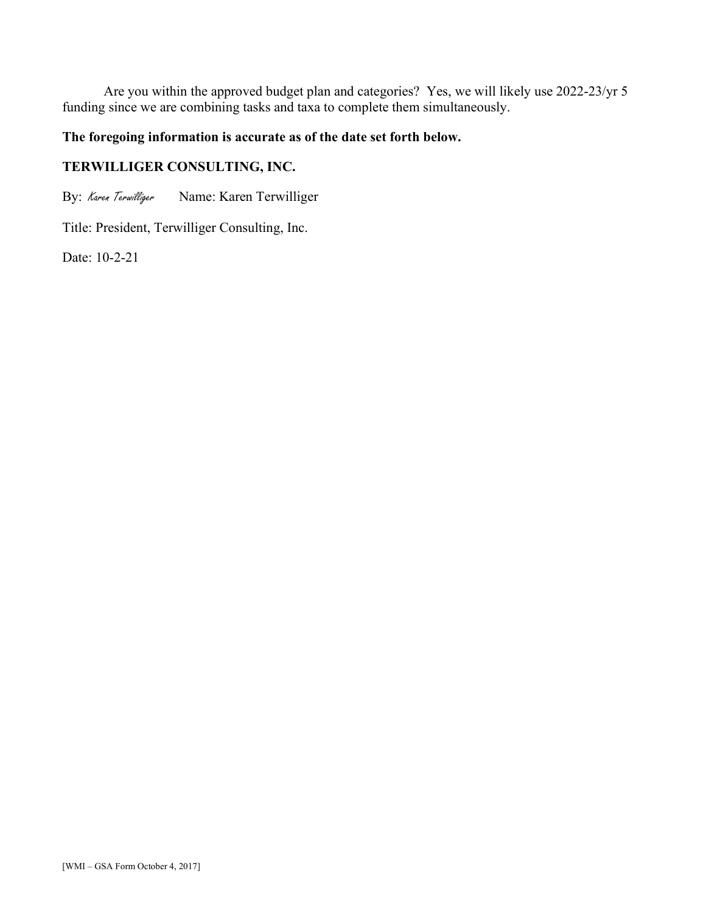Are you within the approved budget plan and categories? Yes, we will likely use 2022-23/yr 5 funding since we are combining tasks and taxa to complete them simultaneously.

**The foregoing information is accurate as of the date set forth below.**

**TERWILLIGER CONSULTING, INC.**

By: *Karen Terwilliger* Name: Karen Terwilliger

Title: President, Terwilliger Consulting, Inc.

Date: 10-2-21

[WMI – GSA Form October 4, 2017]